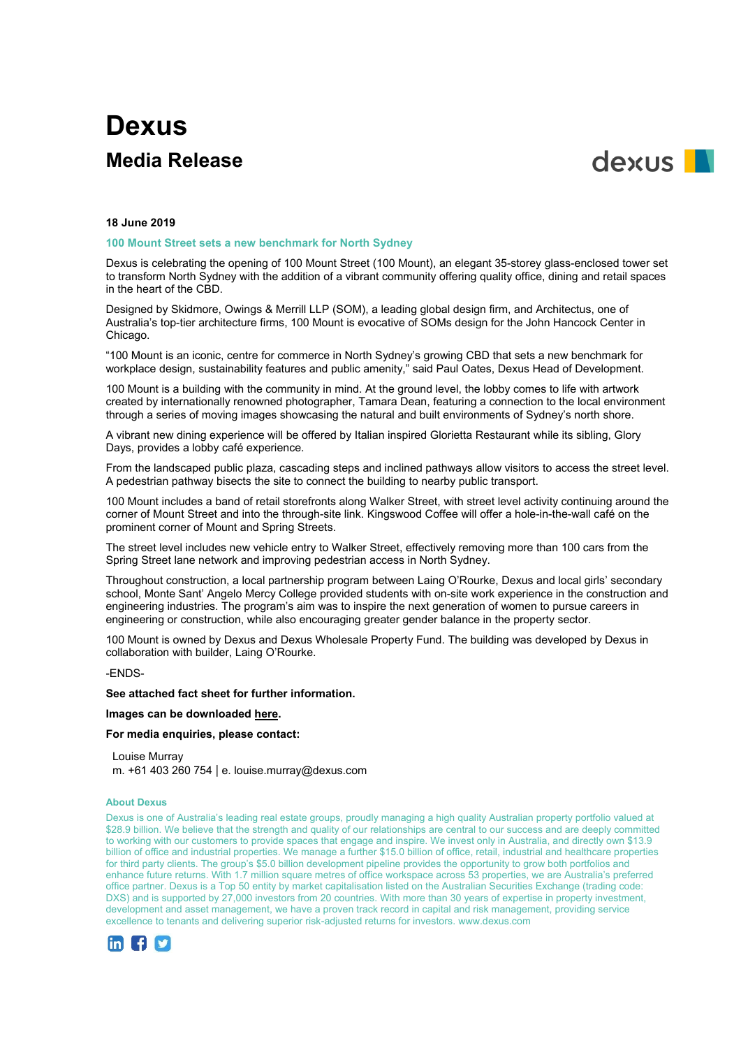# Dexus

## Media Release

**18 June 2019**

### 100 Mount Street sets a new benchmark for North Sydney

Dexus is celebrating the opening of 100 Mount Street (100 Mount), an elegant 35-storey glass-enclosed tower set to transform North Sydney with the addition of a vibrant community offering quality office, dining and retail spaces in the heart of the CBD.

Designed by Skidmore, Owings & Merrill LLP (SOM), a leading global design firm, and Architectus, one of Australia's top-tier architecture firms, 100 Mount is evocative of SOMs design for the John Hancock Center in Chicago.

"100 Mount is an iconic, centre for commerce in North Sydney's growing CBD that sets a new benchmark for workplace design, sustainability features and public amenity," said Paul Oates, Dexus Head of Development.

100 Mount is a building with the community in mind. At the ground level, the lobby comes to life with artwork created by internationally renowned photographer, Tamara Dean, featuring a connection to the local environment through a series of moving images showcasing the natural and built environments of Sydney's north shore.

A vibrant new dining experience will be offered by Italian inspired Glorietta Restaurant while its sibling, Glory Days, provides a lobby café experience.

From the landscaped public plaza, cascading steps and inclined pathways allow visitors to access the street level. A pedestrian pathway bisects the site to connect the building to nearby public transport.

100 Mount includes a band of retail storefronts along Walker Street, with street level activity continuing around the corner of Mount Street and into the through-site link. Kingswood Coffee will offer a hole-in-the-wall café on the prominent corner of Mount and Spring Streets.

The street level includes new vehicle entry to Walker Street, effectively removing more than 100 cars from the Spring Street lane network and improving pedestrian access in North Sydney.

Throughout construction, a local partnership program between Laing O'Rourke, Dexus and local girls' secondary school, Monte Sant' Angelo Mercy College provided students with on-site work experience in the construction and engineering industries. The program's aim was to inspire the next generation of women to pursue careers in engineering or construction, while also encouraging greater gender balance in the property sector.

100 Mount is owned by Dexus and Dexus Wholesale Property Fund. The building was developed by Dexus in collaboration with builder, Laing O'Rourke.

-ENDS-

**See attached fact sheet for further information.**

**Images can be downloaded here.**

**For media enquiries, please contact:**

Louise Murray
m. +61 403 260 754 | e. louise.murray@dexus.com

### About Dexus

Dexus is one of Australia's leading real estate groups, proudly managing a high quality Australian property portfolio valued at $28.9 billion. We believe that the strength and quality of our relationships are central to our success and are deeply committed to working with our customers to provide spaces that engage and inspire. We invest only in Australia, and directly own $13.9 billion of office and industrial properties. We manage a further $15.0 billion of office, retail, industrial and healthcare properties for third party clients. The group's $5.0 billion development pipeline provides the opportunity to grow both portfolios and enhance future returns. With 1.7 million square metres of office workspace across 53 properties, we are Australia's preferred office partner. Dexus is a Top 50 entity by market capitalisation listed on the Australian Securities Exchange (trading code: DXS) and is supported by 27,000 investors from 20 countries. With more than 30 years of expertise in property investment, development and asset management, we have a proven track record in capital and risk management, providing service excellence to tenants and delivering superior risk-adjusted returns for investors. www.dexus.com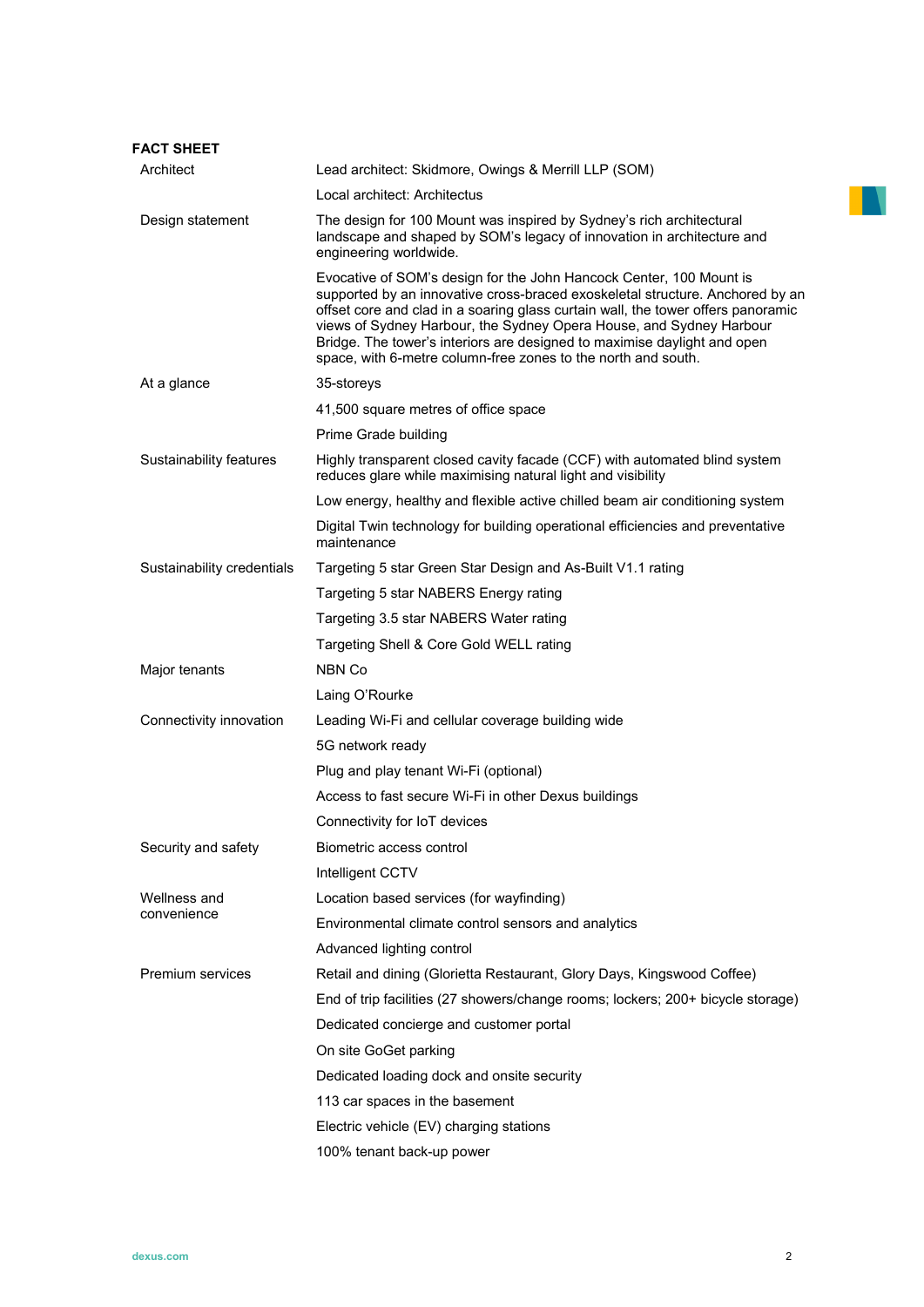**FACT SHEET**

| | |
|---|---|
| Architect | Lead architect: Skidmore, Owings & Merrill LLP (SOM) |
| | Local architect: Architectus |
| Design statement | The design for 100 Mount was inspired by Sydney's rich architectural landscape and shaped by SOM's legacy of innovation in architecture and engineering worldwide. |
| | Evocative of SOM's design for the John Hancock Center, 100 Mount is supported by an innovative cross-braced exoskeletal structure. Anchored by an offset core and clad in a soaring glass curtain wall, the tower offers panoramic views of Sydney Harbour, the Sydney Opera House, and Sydney Harbour Bridge. The tower's interiors are designed to maximise daylight and open space, with 6-metre column-free zones to the north and south. |
| At a glance | 35-storeys |
| | 41,500 square metres of office space |
| | Prime Grade building |
| Sustainability features | Highly transparent closed cavity facade (CCF) with automated blind system reduces glare while maximising natural light and visibility |
| | Low energy, healthy and flexible active chilled beam air conditioning system |
| | Digital Twin technology for building operational efficiencies and preventative maintenance |
| Sustainability credentials | Targeting 5 star Green Star Design and As-Built V1.1 rating |
| | Targeting 5 star NABERS Energy rating |
| | Targeting 3.5 star NABERS Water rating |
| | Targeting Shell & Core Gold WELL rating |
| Major tenants | NBN Co |
| | Laing O'Rourke |
| Connectivity innovation | Leading Wi-Fi and cellular coverage building wide |
| | 5G network ready |
| | Plug and play tenant Wi-Fi (optional) |
| | Access to fast secure Wi-Fi in other Dexus buildings |
| | Connectivity for IoT devices |
| Security and safety | Biometric access control |
| | Intelligent CCTV |
| Wellness and convenience | Location based services (for wayfinding) |
| | Environmental climate control sensors and analytics |
| | Advanced lighting control |
| Premium services | Retail and dining (Glorietta Restaurant, Glory Days, Kingswood Coffee) |
| | End of trip facilities (27 showers/change rooms; lockers; 200+ bicycle storage) |
| | Dedicated concierge and customer portal |
| | On site GoGet parking |
| | Dedicated loading dock and onsite security |
| | 113 car spaces in the basement |
| | Electric vehicle (EV) charging stations |
| | 100% tenant back-up power |

dexus.com